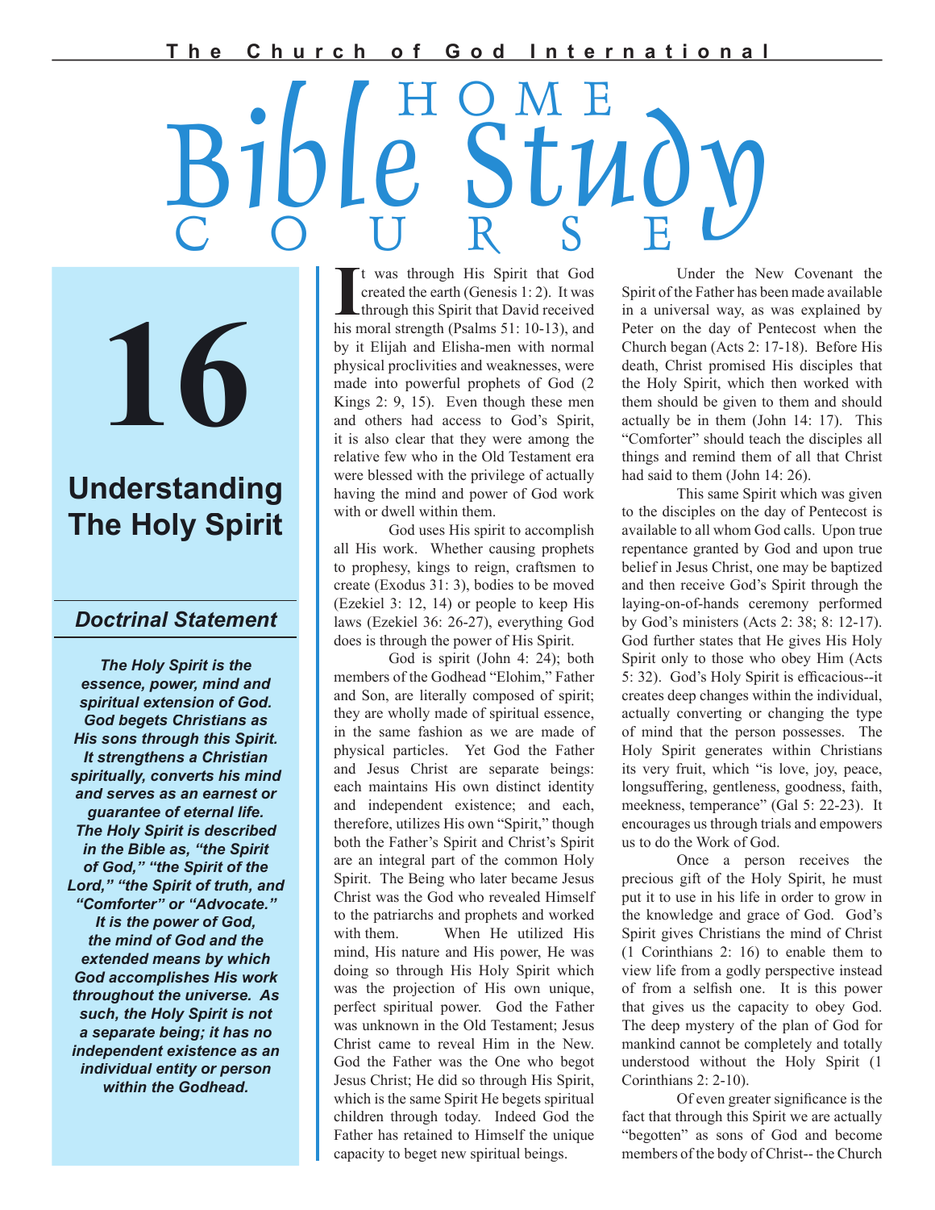The Church of God International

# Home Bible Study Course

# 16

## Understanding The Holy Spirit

### Doctrinal Statement

***The Holy Spirit is the essence, power, mind and spiritual extension of God. God begets Christians as His sons through this Spirit. It strengthens a Christian spiritually, converts his mind and serves as an earnest or guarantee of eternal life. The Holy Spirit is described in the Bible as, "the Spirit of God," "the Spirit of the Lord," "the Spirit of truth, and "Comforter" or "Advocate." It is the power of God, the mind of God and the extended means by which God accomplishes His work throughout the universe. As such, the Holy Spirit is not a separate being; it has no independent existence as an individual entity or person within the Godhead.***

It was through His Spirit that God created the earth (Genesis 1: 2). It was through this Spirit that David received his moral strength (Psalms 51: 10-13), and by it Elijah and Elisha-men with normal physical proclivities and weaknesses, were made into powerful prophets of God (2 Kings 2: 9, 15). Even though these men and others had access to God's Spirit, it is also clear that they were among the relative few who in the Old Testament era were blessed with the privilege of actually having the mind and power of God work with or dwell within them.

God uses His spirit to accomplish all His work. Whether causing prophets to prophesy, kings to reign, craftsmen to create (Exodus 31: 3), bodies to be moved (Ezekiel 3: 12, 14) or people to keep His laws (Ezekiel 36: 26-27), everything God does is through the power of His Spirit.

God is spirit (John 4: 24); both members of the Godhead "Elohim," Father and Son, are literally composed of spirit; they are wholly made of spiritual essence, in the same fashion as we are made of physical particles. Yet God the Father and Jesus Christ are separate beings: each maintains His own distinct identity and independent existence; and each, therefore, utilizes His own "Spirit," though both the Father's Spirit and Christ's Spirit are an integral part of the common Holy Spirit. The Being who later became Jesus Christ was the God who revealed Himself to the patriarchs and prophets and worked with them. When He utilized His mind, His nature and His power, He was doing so through His Holy Spirit which was the projection of His own unique, perfect spiritual power. God the Father was unknown in the Old Testament; Jesus Christ came to reveal Him in the New. God the Father was the One who begot Jesus Christ; He did so through His Spirit, which is the same Spirit He begets spiritual children through today. Indeed God the Father has retained to Himself the unique capacity to beget new spiritual beings.

Under the New Covenant the Spirit of the Father has been made available in a universal way, as was explained by Peter on the day of Pentecost when the Church began (Acts 2: 17-18). Before His death, Christ promised His disciples that the Holy Spirit, which then worked with them should be given to them and should actually be in them (John 14: 17). This "Comforter" should teach the disciples all things and remind them of all that Christ had said to them (John 14: 26).

This same Spirit which was given to the disciples on the day of Pentecost is available to all whom God calls. Upon true repentance granted by God and upon true belief in Jesus Christ, one may be baptized and then receive God's Spirit through the laying-on-of-hands ceremony performed by God's ministers (Acts 2: 38; 8: 12-17). God further states that He gives His Holy Spirit only to those who obey Him (Acts 5: 32). God's Holy Spirit is efficacious--it creates deep changes within the individual, actually converting or changing the type of mind that the person possesses. The Holy Spirit generates within Christians its very fruit, which "is love, joy, peace, longsuffering, gentleness, goodness, faith, meekness, temperance" (Gal 5: 22-23). It encourages us through trials and empowers us to do the Work of God.

Once a person receives the precious gift of the Holy Spirit, he must put it to use in his life in order to grow in the knowledge and grace of God. God's Spirit gives Christians the mind of Christ (1 Corinthians 2: 16) to enable them to view life from a godly perspective instead of from a selfish one. It is this power that gives us the capacity to obey God. The deep mystery of the plan of God for mankind cannot be completely and totally understood without the Holy Spirit (1 Corinthians 2: 2-10).

Of even greater significance is the fact that through this Spirit we are actually "begotten" as sons of God and become members of the body of Christ-- the Church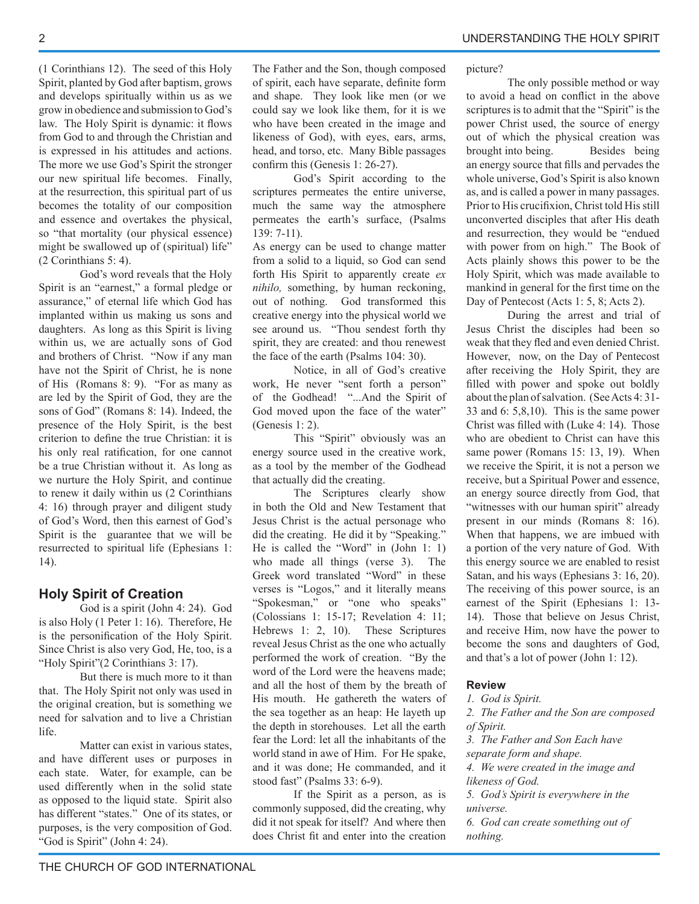(1 Corinthians 12). The seed of this Holy Spirit, planted by God after baptism, grows and develops spiritually within us as we grow in obedience and submission to God's law. The Holy Spirit is dynamic: it flows from God to and through the Christian and is expressed in his attitudes and actions. The more we use God's Spirit the stronger our new spiritual life becomes. Finally, at the resurrection, this spiritual part of us becomes the totality of our composition and essence and overtakes the physical, so "that mortality (our physical essence) might be swallowed up of (spiritual) life" (2 Corinthians 5: 4).

God's word reveals that the Holy Spirit is an "earnest," a formal pledge or assurance," of eternal life which God has implanted within us making us sons and daughters. As long as this Spirit is living within us, we are actually sons of God and brothers of Christ. "Now if any man have not the Spirit of Christ, he is none of His (Romans 8: 9). "For as many as are led by the Spirit of God, they are the sons of God" (Romans 8: 14). Indeed, the presence of the Holy Spirit, is the best criterion to define the true Christian: it is his only real ratification, for one cannot be a true Christian without it. As long as we nurture the Holy Spirit, and continue to renew it daily within us (2 Corinthians 4: 16) through prayer and diligent study of God's Word, then this earnest of God's Spirit is the guarantee that we will be resurrected to spiritual life (Ephesians 1: 14).

## Holy Spirit of Creation

God is a spirit (John 4: 24). God is also Holy (1 Peter 1: 16). Therefore, He is the personification of the Holy Spirit. Since Christ is also very God, He, too, is a "Holy Spirit"(2 Corinthians 3: 17).

But there is much more to it than that. The Holy Spirit not only was used in the original creation, but is something we need for salvation and to live a Christian life.

Matter can exist in various states, and have different uses or purposes in each state. Water, for example, can be used differently when in the solid state as opposed to the liquid state. Spirit also has different "states." One of its states, or purposes, is the very composition of God. "God is Spirit" (John 4: 24).

The Father and the Son, though composed of spirit, each have separate, definite form and shape. They look like men (or we could say we look like them, for it is we who have been created in the image and likeness of God), with eyes, ears, arms, head, and torso, etc. Many Bible passages confirm this (Genesis 1: 26-27).

God's Spirit according to the scriptures permeates the entire universe, much the same way the atmosphere permeates the earth's surface, (Psalms 139: 7-11).

As energy can be used to change matter from a solid to a liquid, so God can send forth His Spirit to apparently create *ex nihilo,* something, by human reckoning, out of nothing. God transformed this creative energy into the physical world we see around us. "Thou sendest forth thy spirit, they are created: and thou renewest the face of the earth (Psalms 104: 30).

Notice, in all of God's creative work, He never "sent forth a person" of the Godhead! "...And the Spirit of God moved upon the face of the water" (Genesis 1: 2).

This "Spirit" obviously was an energy source used in the creative work, as a tool by the member of the Godhead that actually did the creating.

The Scriptures clearly show in both the Old and New Testament that Jesus Christ is the actual personage who did the creating. He did it by "Speaking." He is called the "Word" in (John 1: 1) who made all things (verse 3). The Greek word translated "Word" in these verses is "Logos," and it literally means "Spokesman," or "one who speaks" (Colossians 1: 15-17; Revelation 4: 11; Hebrews 1: 2, 10). These Scriptures reveal Jesus Christ as the one who actually performed the work of creation. "By the word of the Lord were the heavens made; and all the host of them by the breath of His mouth. He gathereth the waters of the sea together as an heap: He layeth up the depth in storehouses. Let all the earth fear the Lord: let all the inhabitants of the world stand in awe of Him. For He spake, and it was done; He commanded, and it stood fast" (Psalms 33: 6-9).

If the Spirit as a person, as is commonly supposed, did the creating, why did it not speak for itself? And where then does Christ fit and enter into the creation picture?

The only possible method or way to avoid a head on conflict in the above scriptures is to admit that the "Spirit" is the power Christ used, the source of energy out of which the physical creation was brought into being. Besides being an energy source that fills and pervades the whole universe, God's Spirit is also known as, and is called a power in many passages. Prior to His crucifixion, Christ told His still unconverted disciples that after His death and resurrection, they would be "endued with power from on high." The Book of Acts plainly shows this power to be the Holy Spirit, which was made available to mankind in general for the first time on the Day of Pentecost (Acts 1: 5, 8; Acts 2).

During the arrest and trial of Jesus Christ the disciples had been so weak that they fled and even denied Christ. However, now, on the Day of Pentecost after receiving the Holy Spirit, they are filled with power and spoke out boldly about the plan of salvation. (See Acts 4: 31-33 and 6: 5,8,10). This is the same power Christ was filled with (Luke 4: 14). Those who are obedient to Christ can have this same power (Romans 15: 13, 19). When we receive the Spirit, it is not a person we receive, but a Spiritual Power and essence, an energy source directly from God, that "witnesses with our human spirit" already present in our minds (Romans 8: 16). When that happens, we are imbued with a portion of the very nature of God. With this energy source we are enabled to resist Satan, and his ways (Ephesians 3: 16, 20). The receiving of this power source, is an earnest of the Spirit (Ephesians 1: 13-14). Those that believe on Jesus Christ, and receive Him, now have the power to become the sons and daughters of God, and that's a lot of power (John 1: 12).

### Review

*1. God is Spirit.*
*2. The Father and the Son are composed of Spirit.*
*3. The Father and Son Each have separate form and shape.*
*4. We were created in the image and likeness of God.*
*5. God's Spirit is everywhere in the universe.*
*6. God can create something out of nothing.*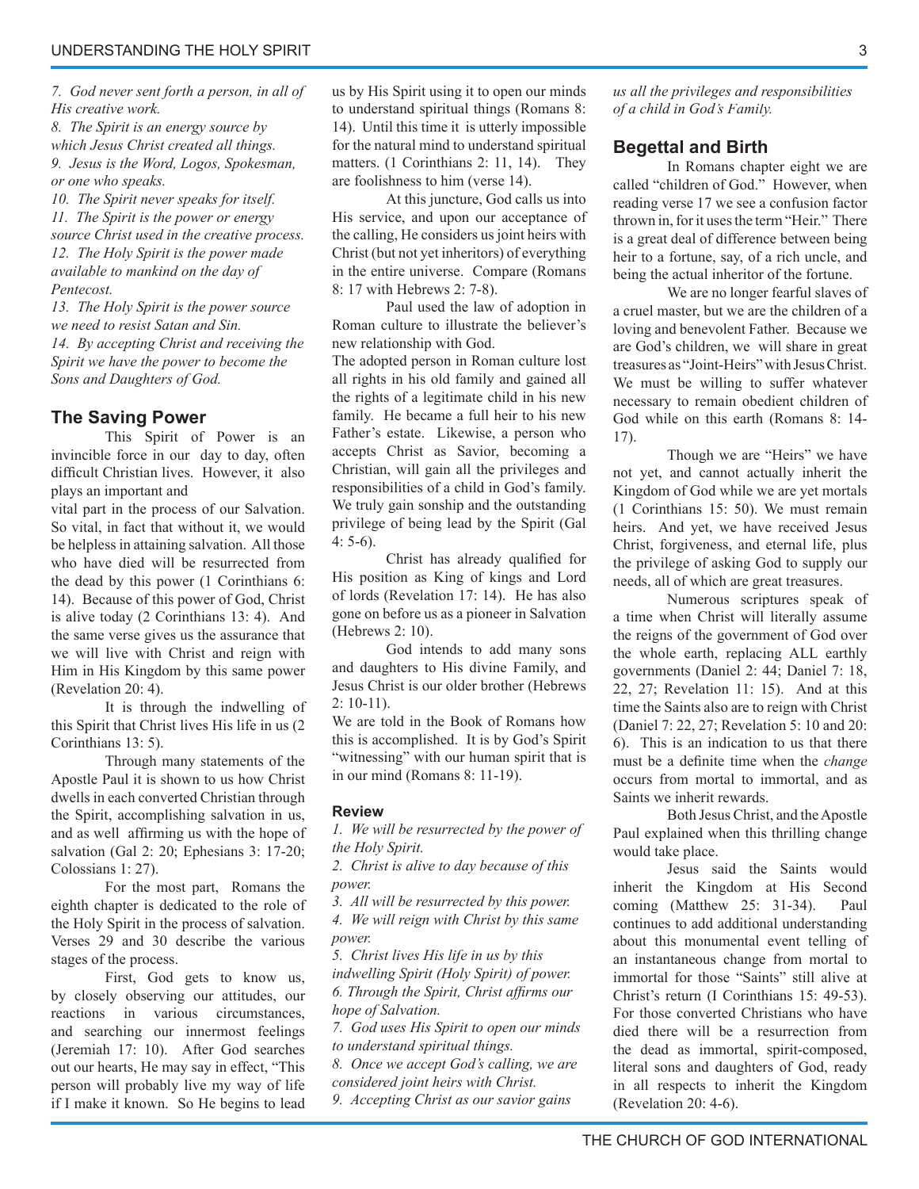*7. God never sent forth a person, in all of His creative work.*
*8. The Spirit is an energy source by which Jesus Christ created all things.*
*9. Jesus is the Word, Logos, Spokesman, or one who speaks.*
*10. The Spirit never speaks for itself.*
*11. The Spirit is the power or energy source Christ used in the creative process.*
*12. The Holy Spirit is the power made available to mankind on the day of Pentecost.*
*13. The Holy Spirit is the power source we need to resist Satan and Sin.*
*14. By accepting Christ and receiving the Spirit we have the power to become the Sons and Daughters of God.*

## The Saving Power

This Spirit of Power is an invincible force in our day to day, often difficult Christian lives. However, it also plays an important and vital part in the process of our Salvation. So vital, in fact that without it, we would be helpless in attaining salvation. All those who have died will be resurrected from the dead by this power (1 Corinthians 6: 14). Because of this power of God, Christ is alive today (2 Corinthians 13: 4). And the same verse gives us the assurance that we will live with Christ and reign with Him in His Kingdom by this same power (Revelation 20: 4).

It is through the indwelling of this Spirit that Christ lives His life in us (2 Corinthians 13: 5).

Through many statements of the Apostle Paul it is shown to us how Christ dwells in each converted Christian through the Spirit, accomplishing salvation in us, and as well affirming us with the hope of salvation (Gal 2: 20; Ephesians 3: 17-20; Colossians 1: 27).

For the most part, Romans the eighth chapter is dedicated to the role of the Holy Spirit in the process of salvation. Verses 29 and 30 describe the various stages of the process.

First, God gets to know us, by closely observing our attitudes, our reactions in various circumstances, and searching our innermost feelings (Jeremiah 17: 10). After God searches out our hearts, He may say in effect, "This person will probably live my way of life if I make it known. So He begins to lead us by His Spirit using it to open our minds to understand spiritual things (Romans 8: 14). Until this time it is utterly impossible for the natural mind to understand spiritual matters. (1 Corinthians 2: 11, 14). They are foolishness to him (verse 14).

At this juncture, God calls us into His service, and upon our acceptance of the calling, He considers us joint heirs with Christ (but not yet inheritors) of everything in the entire universe. Compare (Romans 8: 17 with Hebrews 2: 7-8).

Paul used the law of adoption in Roman culture to illustrate the believer's new relationship with God.

The adopted person in Roman culture lost all rights in his old family and gained all the rights of a legitimate child in his new family. He became a full heir to his new Father's estate. Likewise, a person who accepts Christ as Savior, becoming a Christian, will gain all the privileges and responsibilities of a child in God's family. We truly gain sonship and the outstanding privilege of being lead by the Spirit (Gal 4: 5-6).

Christ has already qualified for His position as King of kings and Lord of lords (Revelation 17: 14). He has also gone on before us as a pioneer in Salvation (Hebrews 2: 10).

God intends to add many sons and daughters to His divine Family, and Jesus Christ is our older brother (Hebrews 2: 10-11).

We are told in the Book of Romans how this is accomplished. It is by God's Spirit "witnessing" with our human spirit that is in our mind (Romans 8: 11-19).

### Review

*1. We will be resurrected by the power of the Holy Spirit.*
*2. Christ is alive to day because of this power.*
*3. All will be resurrected by this power.*
*4. We will reign with Christ by this same power.*
*5. Christ lives His life in us by this indwelling Spirit (Holy Spirit) of power.*
*6. Through the Spirit, Christ affirms our hope of Salvation.*
*7. God uses His Spirit to open our minds to understand spiritual things.*
*8. Once we accept God's calling, we are considered joint heirs with Christ.*
*9. Accepting Christ as our savior gains us all the privileges and responsibilities of a child in God's Family.*

## Begettal and Birth

In Romans chapter eight we are called "children of God." However, when reading verse 17 we see a confusion factor thrown in, for it uses the term "Heir." There is a great deal of difference between being heir to a fortune, say, of a rich uncle, and being the actual inheritor of the fortune.

We are no longer fearful slaves of a cruel master, but we are the children of a loving and benevolent Father. Because we are God's children, we will share in great treasures as "Joint-Heirs" with Jesus Christ. We must be willing to suffer whatever necessary to remain obedient children of God while on this earth (Romans 8: 14-17).

Though we are "Heirs" we have not yet, and cannot actually inherit the Kingdom of God while we are yet mortals (1 Corinthians 15: 50). We must remain heirs. And yet, we have received Jesus Christ, forgiveness, and eternal life, plus the privilege of asking God to supply our needs, all of which are great treasures.

Numerous scriptures speak of a time when Christ will literally assume the reigns of the government of God over the whole earth, replacing ALL earthly governments (Daniel 2: 44; Daniel 7: 18, 22, 27; Revelation 11: 15). And at this time the Saints also are to reign with Christ (Daniel 7: 22, 27; Revelation 5: 10 and 20: 6). This is an indication to us that there must be a definite time when the *change* occurs from mortal to immortal, and as Saints we inherit rewards.

Both Jesus Christ, and the Apostle Paul explained when this thrilling change would take place.

Jesus said the Saints would inherit the Kingdom at His Second coming (Matthew 25: 31-34). Paul continues to add additional understanding about this monumental event telling of an instantaneous change from mortal to immortal for those "Saints" still alive at Christ's return (I Corinthians 15: 49-53). For those converted Christians who have died there will be a resurrection from the dead as immortal, spirit-composed, literal sons and daughters of God, ready in all respects to inherit the Kingdom (Revelation 20: 4-6).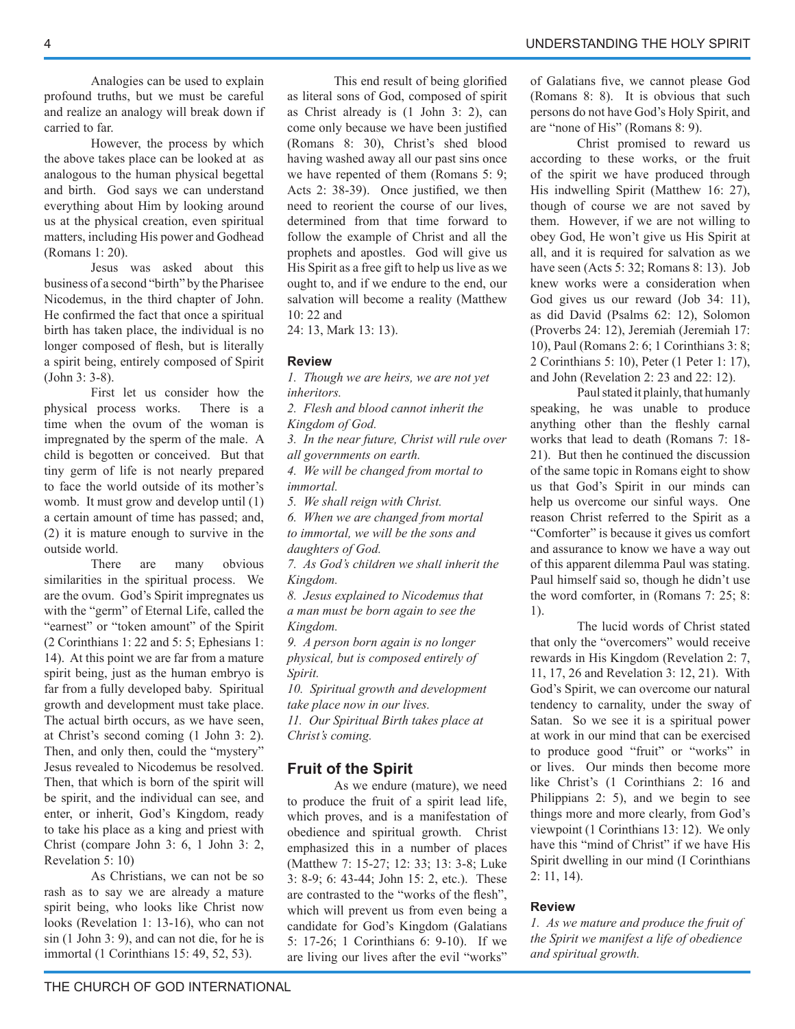Analogies can be used to explain profound truths, but we must be careful and realize an analogy will break down if carried to far.

However, the process by which the above takes place can be looked at as analogous to the human physical begettal and birth. God says we can understand everything about Him by looking around us at the physical creation, even spiritual matters, including His power and Godhead (Romans 1: 20).

Jesus was asked about this business of a second "birth" by the Pharisee Nicodemus, in the third chapter of John. He confirmed the fact that once a spiritual birth has taken place, the individual is no longer composed of flesh, but is literally a spirit being, entirely composed of Spirit (John 3: 3-8).

First let us consider how the physical process works. There is a time when the ovum of the woman is impregnated by the sperm of the male. A child is begotten or conceived. But that tiny germ of life is not nearly prepared to face the world outside of its mother's womb. It must grow and develop until (1) a certain amount of time has passed; and, (2) it is mature enough to survive in the outside world.

There are many obvious similarities in the spiritual process. We are the ovum. God's Spirit impregnates us with the "germ" of Eternal Life, called the "earnest" or "token amount" of the Spirit (2 Corinthians 1: 22 and 5: 5; Ephesians 1: 14). At this point we are far from a mature spirit being, just as the human embryo is far from a fully developed baby. Spiritual growth and development must take place. The actual birth occurs, as we have seen, at Christ's second coming (1 John 3: 2). Then, and only then, could the "mystery" Jesus revealed to Nicodemus be resolved. Then, that which is born of the spirit will be spirit, and the individual can see, and enter, or inherit, God's Kingdom, ready to take his place as a king and priest with Christ (compare John 3: 6, 1 John 3: 2, Revelation 5: 10)

As Christians, we can not be so rash as to say we are already a mature spirit being, who looks like Christ now looks (Revelation 1: 13-16), who can not sin (1 John 3: 9), and can not die, for he is immortal (1 Corinthians 15: 49, 52, 53).

This end result of being glorified as literal sons of God, composed of spirit as Christ already is (1 John 3: 2), can come only because we have been justified (Romans 8: 30), Christ's shed blood having washed away all our past sins once we have repented of them (Romans 5: 9; Acts 2: 38-39). Once justified, we then need to reorient the course of our lives, determined from that time forward to follow the example of Christ and all the prophets and apostles. God will give us His Spirit as a free gift to help us live as we ought to, and if we endure to the end, our salvation will become a reality (Matthew 10: 22 and 24: 13, Mark 13: 13).

### Review

*1. Though we are heirs, we are not yet inheritors.*

*2. Flesh and blood cannot inherit the Kingdom of God.*

*3. In the near future, Christ will rule over all governments on earth.*

*4. We will be changed from mortal to immortal.*

*5. We shall reign with Christ.*

*6. When we are changed from mortal to immortal, we will be the sons and daughters of God.*

*7. As God's children we shall inherit the Kingdom.*

*8. Jesus explained to Nicodemus that a man must be born again to see the Kingdom.*

*9. A person born again is no longer physical, but is composed entirely of Spirit.*

*10. Spiritual growth and development take place now in our lives.*

*11. Our Spiritual Birth takes place at Christ's coming.*

## Fruit of the Spirit

As we endure (mature), we need to produce the fruit of a spirit lead life, which proves, and is a manifestation of obedience and spiritual growth. Christ emphasized this in a number of places (Matthew 7: 15-27; 12: 33; 13: 3-8; Luke 3: 8-9; 6: 43-44; John 15: 2, etc.). These are contrasted to the "works of the flesh", which will prevent us from even being a candidate for God's Kingdom (Galatians 5: 17-26; 1 Corinthians 6: 9-10). If we are living our lives after the evil "works" of Galatians five, we cannot please God (Romans 8: 8). It is obvious that such persons do not have God's Holy Spirit, and are "none of His" (Romans 8: 9).

Christ promised to reward us according to these works, or the fruit of the spirit we have produced through His indwelling Spirit (Matthew 16: 27), though of course we are not saved by them. However, if we are not willing to obey God, He won't give us His Spirit at all, and it is required for salvation as we have seen (Acts 5: 32; Romans 8: 13). Job knew works were a consideration when God gives us our reward (Job 34: 11), as did David (Psalms 62: 12), Solomon (Proverbs 24: 12), Jeremiah (Jeremiah 17: 10), Paul (Romans 2: 6; 1 Corinthians 3: 8; 2 Corinthians 5: 10), Peter (1 Peter 1: 17), and John (Revelation 2: 23 and 22: 12).

Paul stated it plainly, that humanly speaking, he was unable to produce anything other than the fleshly carnal works that lead to death (Romans 7: 18-21). But then he continued the discussion of the same topic in Romans eight to show us that God's Spirit in our minds can help us overcome our sinful ways. One reason Christ referred to the Spirit as a "Comforter" is because it gives us comfort and assurance to know we have a way out of this apparent dilemma Paul was stating. Paul himself said so, though he didn't use the word comforter, in (Romans 7: 25; 8: 1).

The lucid words of Christ stated that only the "overcomers" would receive rewards in His Kingdom (Revelation 2: 7, 11, 17, 26 and Revelation 3: 12, 21). With God's Spirit, we can overcome our natural tendency to carnality, under the sway of Satan. So we see it is a spiritual power at work in our mind that can be exercised to produce good "fruit" or "works" in or lives. Our minds then become more like Christ's (1 Corinthians 2: 16 and Philippians 2: 5), and we begin to see things more and more clearly, from God's viewpoint (1 Corinthians 13: 12). We only have this "mind of Christ" if we have His Spirit dwelling in our mind (I Corinthians 2: 11, 14).

### Review

*1. As we mature and produce the fruit of the Spirit we manifest a life of obedience and spiritual growth.*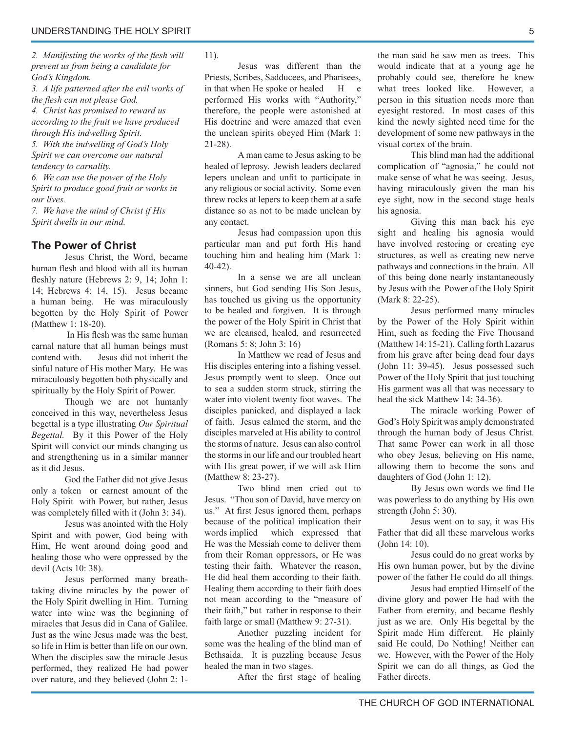*2. Manifesting the works of the flesh will prevent us from being a candidate for God's Kingdom.*

*3. A life patterned after the evil works of the flesh can not please God.*

*4. Christ has promised to reward us according to the fruit we have produced through His indwelling Spirit.*

*5. With the indwelling of God's Holy Spirit we can overcome our natural tendency to carnality.*

*6. We can use the power of the Holy Spirit to produce good fruit or works in our lives.*

*7. We have the mind of Christ if His Spirit dwells in our mind.*

## The Power of Christ

Jesus Christ, the Word, became human flesh and blood with all its human fleshly nature (Hebrews 2: 9, 14; John 1: 14; Hebrews 4: 14, 15). Jesus became a human being. He was miraculously begotten by the Holy Spirit of Power (Matthew 1: 18-20).

In His flesh was the same human carnal nature that all human beings must contend with. Jesus did not inherit the sinful nature of His mother Mary. He was miraculously begotten both physically and spiritually by the Holy Spirit of Power.

Though we are not humanly conceived in this way, nevertheless Jesus begettal is a type illustrating *Our Spiritual Begettal.* By it this Power of the Holy Spirit will convict our minds changing us and strengthening us in a similar manner as it did Jesus.

God the Father did not give Jesus only a token or earnest amount of the Holy Spirit with Power, but rather, Jesus was completely filled with it (John 3: 34).

Jesus was anointed with the Holy Spirit and with power, God being with Him, He went around doing good and healing those who were oppressed by the devil (Acts 10: 38).

Jesus performed many breath-taking divine miracles by the power of the Holy Spirit dwelling in Him. Turning water into wine was the beginning of miracles that Jesus did in Cana of Galilee. Just as the wine Jesus made was the best, so life in Him is better than life on our own. When the disciples saw the miracle Jesus performed, they realized He had power over nature, and they believed (John 2: 1-11).

Jesus was different than the Priests, Scribes, Sadducees, and Pharisees, in that when He spoke or healed He performed His works with "Authority," therefore, the people were astonished at His doctrine and were amazed that even the unclean spirits obeyed Him (Mark 1: 21-28).

A man came to Jesus asking to be healed of leprosy. Jewish leaders declared lepers unclean and unfit to participate in any religious or social activity. Some even threw rocks at lepers to keep them at a safe distance so as not to be made unclean by any contact.

Jesus had compassion upon this particular man and put forth His hand touching him and healing him (Mark 1: 40-42).

In a sense we are all unclean sinners, but God sending His Son Jesus, has touched us giving us the opportunity to be healed and forgiven. It is through the power of the Holy Spirit in Christ that we are cleansed, healed, and resurrected (Romans 5: 8; John 3: 16)

In Matthew we read of Jesus and His disciples entering into a fishing vessel. Jesus promptly went to sleep. Once out to sea a sudden storm struck, stirring the water into violent twenty foot waves. The disciples panicked, and displayed a lack of faith. Jesus calmed the storm, and the disciples marveled at His ability to control the storms of nature. Jesus can also control the storms in our life and our troubled heart with His great power, if we will ask Him (Matthew 8: 23-27).

Two blind men cried out to Jesus. "Thou son of David, have mercy on us." At first Jesus ignored them, perhaps because of the political implication their words implied which expressed that He was the Messiah come to deliver them from their Roman oppressors, or He was testing their faith. Whatever the reason, He did heal them according to their faith. Healing them according to their faith does not mean according to the "measure of their faith," but rather in response to their faith large or small (Matthew 9: 27-31).

Another puzzling incident for some was the healing of the blind man of Bethsaida. It is puzzling because Jesus healed the man in two stages.

After the first stage of healing the man said he saw men as trees. This would indicate that at a young age he probably could see, therefore he knew what trees looked like. However, a person in this situation needs more than eyesight restored. In most cases of this kind the newly sighted need time for the development of some new pathways in the visual cortex of the brain.

This blind man had the additional complication of "agnosia," he could not make sense of what he was seeing. Jesus, having miraculously given the man his eye sight, now in the second stage heals his agnosia.

Giving this man back his eye sight and healing his agnosia would have involved restoring or creating eye structures, as well as creating new nerve pathways and connections in the brain. All of this being done nearly instantaneously by Jesus with the Power of the Holy Spirit (Mark 8: 22-25).

Jesus performed many miracles by the Power of the Holy Spirit within Him, such as feeding the Five Thousand (Matthew 14: 15-21). Calling forth Lazarus from his grave after being dead four days (John 11: 39-45). Jesus possessed such Power of the Holy Spirit that just touching His garment was all that was necessary to heal the sick Matthew 14: 34-36).

The miracle working Power of God's Holy Spirit was amply demonstrated through the human body of Jesus Christ. That same Power can work in all those who obey Jesus, believing on His name, allowing them to become the sons and daughters of God (John 1: 12).

By Jesus own words we find He was powerless to do anything by His own strength (John 5: 30).

Jesus went on to say, it was His Father that did all these marvelous works (John 14: 10).

Jesus could do no great works by His own human power, but by the divine power of the father He could do all things.

Jesus had emptied Himself of the divine glory and power He had with the Father from eternity, and became fleshly just as we are. Only His begettal by the Spirit made Him different. He plainly said He could, Do Nothing! Neither can we. However, with the Power of the Holy Spirit we can do all things, as God the Father directs.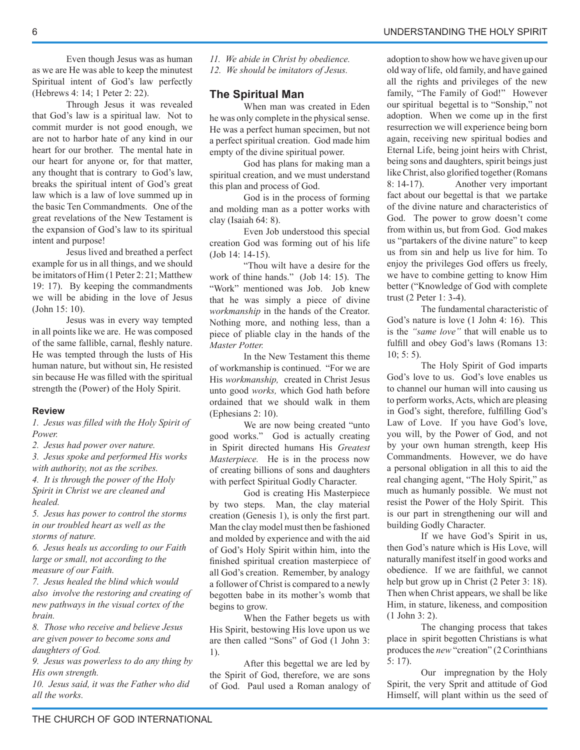Even though Jesus was as human as we are He was able to keep the minutest Spiritual intent of God's law perfectly (Hebrews 4: 14; 1 Peter 2: 22).

Through Jesus it was revealed that God's law is a spiritual law. Not to commit murder is not good enough, we are not to harbor hate of any kind in our heart for our brother. The mental hate in our heart for anyone or, for that matter, any thought that is contrary to God's law, breaks the spiritual intent of God's great law which is a law of love summed up in the basic Ten Commandments. One of the great revelations of the New Testament is the expansion of God's law to its spiritual intent and purpose!

Jesus lived and breathed a perfect example for us in all things, and we should be imitators of Him (1 Peter 2: 21; Matthew 19: 17). By keeping the commandments we will be abiding in the love of Jesus (John 15: 10).

Jesus was in every way tempted in all points like we are. He was composed of the same fallible, carnal, fleshly nature. He was tempted through the lusts of His human nature, but without sin, He resisted sin because He was filled with the spiritual strength the (Power) of the Holy Spirit.

**Review**

*1. Jesus was filled with the Holy Spirit of Power.*

*2. Jesus had power over nature.*

*3. Jesus spoke and performed His works with authority, not as the scribes.*

*4. It is through the power of the Holy Spirit in Christ we are cleaned and healed.*

*5. Jesus has power to control the storms in our troubled heart as well as the storms of nature.*

*6. Jesus heals us according to our Faith large or small, not according to the measure of our Faith.*

*7. Jesus healed the blind which would also involve the restoring and creating of new pathways in the visual cortex of the brain.*

*8. Those who receive and believe Jesus are given power to become sons and daughters of God.*

*9. Jesus was powerless to do any thing by His own strength.*

*10. Jesus said, it was the Father who did all the works.*

*11. We abide in Christ by obedience.*

*12. We should be imitators of Jesus.*

## The Spiritual Man

When man was created in Eden he was only complete in the physical sense. He was a perfect human specimen, but not a perfect spiritual creation. God made him empty of the divine spiritual power.

God has plans for making man a spiritual creation, and we must understand this plan and process of God.

God is in the process of forming and molding man as a potter works with clay (Isaiah 64: 8).

Even Job understood this special creation God was forming out of his life (Job 14: 14-15).

"Thou wilt have a desire for the work of thine hands." (Job 14: 15). The "Work" mentioned was Job. Job knew that he was simply a piece of divine *workmanship* in the hands of the Creator. Nothing more, and nothing less, than a piece of pliable clay in the hands of the *Master Potter.*

In the New Testament this theme of workmanship is continued. "For we are His *workmanship,* created in Christ Jesus unto good *works,* which God hath before ordained that we should walk in them (Ephesians 2: 10).

We are now being created "unto good works." God is actually creating in Spirit directed humans His *Greatest Masterpiece.* He is in the process now of creating billions of sons and daughters with perfect Spiritual Godly Character.

God is creating His Masterpiece by two steps. Man, the clay material creation (Genesis 1), is only the first part. Man the clay model must then be fashioned and molded by experience and with the aid of God's Holy Spirit within him, into the finished spiritual creation masterpiece of all God's creation. Remember, by analogy a follower of Christ is compared to a newly begotten babe in its mother's womb that begins to grow.

When the Father begets us with His Spirit, bestowing His love upon us we are then called "Sons" of God (1 John 3: 1).

After this begettal we are led by the Spirit of God, therefore, we are sons of God. Paul used a Roman analogy of adoption to show how we have given up our old way of life, old family, and have gained all the rights and privileges of the new family, "The Family of God!" However our spiritual begettal is to "Sonship," not adoption. When we come up in the first resurrection we will experience being born again, receiving new spiritual bodies and Eternal Life, being joint heirs with Christ, being sons and daughters, spirit beings just like Christ, also glorified together (Romans 8: 14-17). Another very important fact about our begettal is that we partake of the divine nature and characteristics of God. The power to grow doesn't come from within us, but from God. God makes us "partakers of the divine nature" to keep us from sin and help us live for him. To enjoy the privileges God offers us freely, we have to combine getting to know Him better ("Knowledge of God with complete trust (2 Peter 1: 3-4).

The fundamental characteristic of God's nature is love (1 John 4: 16). This is the *"same love"* that will enable us to fulfill and obey God's laws (Romans 13: 10; 5: 5).

The Holy Spirit of God imparts God's love to us. God's love enables us to channel our human will into causing us to perform works, Acts, which are pleasing in God's sight, therefore, fulfilling God's Law of Love. If you have God's love, you will, by the Power of God, and not by your own human strength, keep His Commandments. However, we do have a personal obligation in all this to aid the real changing agent, "The Holy Spirit," as much as humanly possible. We must not resist the Power of the Holy Spirit. This is our part in strengthening our will and building Godly Character.

If we have God's Spirit in us, then God's nature which is His Love, will naturally manifest itself in good works and obedience. If we are faithful, we cannot help but grow up in Christ (2 Peter 3: 18). Then when Christ appears, we shall be like Him, in stature, likeness, and composition (1 John 3: 2).

The changing process that takes place in spirit begotten Christians is what produces the *new* "creation" (2 Corinthians 5: 17).

Our impregnation by the Holy Spirit, the very Sprit and attitude of God Himself, will plant within us the seed of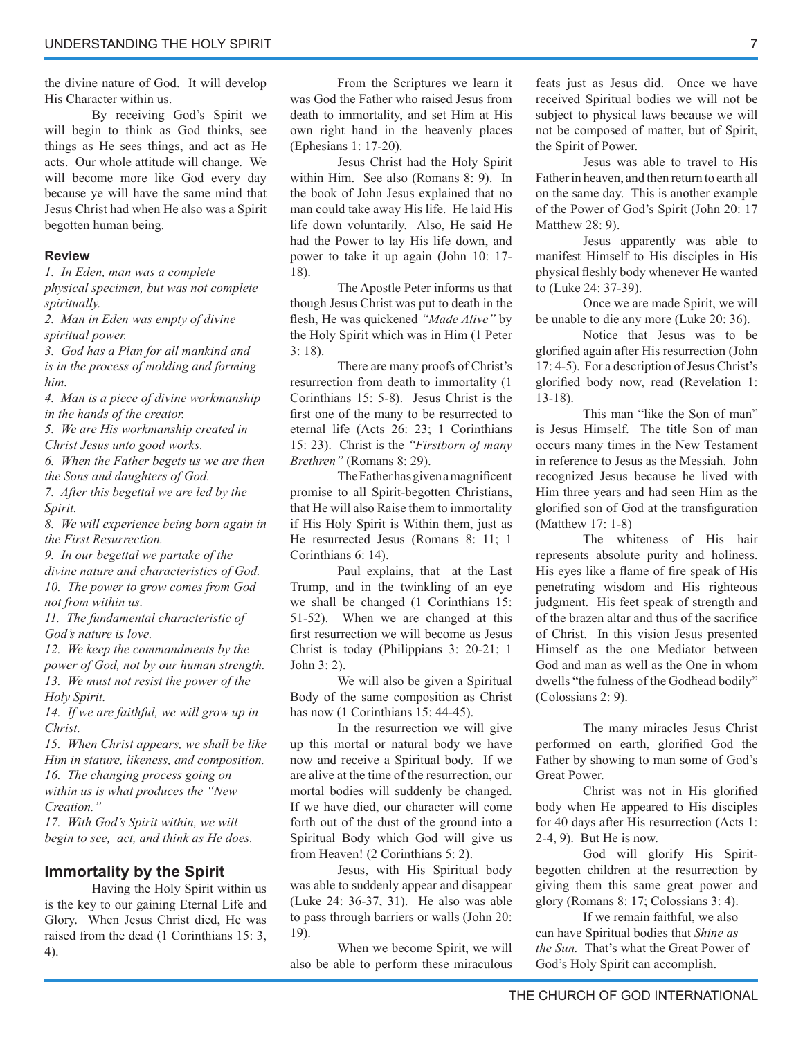the divine nature of God. It will develop His Character within us.

By receiving God's Spirit we will begin to think as God thinks, see things as He sees things, and act as He acts. Our whole attitude will change. We will become more like God every day because ye will have the same mind that Jesus Christ had when He also was a Spirit begotten human being.

**Review**

*1. In Eden, man was a complete physical specimen, but was not complete spiritually.*
*2. Man in Eden was empty of divine spiritual power.*
*3. God has a Plan for all mankind and is in the process of molding and forming him.*
*4. Man is a piece of divine workmanship in the hands of the creator.*
*5. We are His workmanship created in Christ Jesus unto good works.*
*6. When the Father begets us we are then the Sons and daughters of God.*
*7. After this begettal we are led by the Spirit.*
*8. We will experience being born again in the First Resurrection.*
*9. In our begettal we partake of the divine nature and characteristics of God.*
*10. The power to grow comes from God not from within us.*
*11. The fundamental characteristic of God's nature is love.*
*12. We keep the commandments by the power of God, not by our human strength.*
*13. We must not resist the power of the Holy Spirit.*
*14. If we are faithful, we will grow up in Christ.*
*15. When Christ appears, we shall be like Him in stature, likeness, and composition.*
*16. The changing process going on within us is what produces the "New Creation."*
*17. With God's Spirit within, we will begin to see, act, and think as He does.*

## Immortality by the Spirit

Having the Holy Spirit within us is the key to our gaining Eternal Life and Glory. When Jesus Christ died, He was raised from the dead (1 Corinthians 15: 3, 4).

From the Scriptures we learn it was God the Father who raised Jesus from death to immortality, and set Him at His own right hand in the heavenly places (Ephesians 1: 17-20).

Jesus Christ had the Holy Spirit within Him. See also (Romans 8: 9). In the book of John Jesus explained that no man could take away His life. He laid His life down voluntarily. Also, He said He had the Power to lay His life down, and power to take it up again (John 10: 17-18).

The Apostle Peter informs us that though Jesus Christ was put to death in the flesh, He was quickened *"Made Alive"* by the Holy Spirit which was in Him (1 Peter 3: 18).

There are many proofs of Christ's resurrection from death to immortality (1 Corinthians 15: 5-8). Jesus Christ is the first one of the many to be resurrected to eternal life (Acts 26: 23; 1 Corinthians 15: 23). Christ is the *"Firstborn of many Brethren"* (Romans 8: 29).

The Father has given a magnificent promise to all Spirit-begotten Christians, that He will also Raise them to immortality if His Holy Spirit is Within them, just as He resurrected Jesus (Romans 8: 11; 1 Corinthians 6: 14).

Paul explains, that at the Last Trump, and in the twinkling of an eye we shall be changed (1 Corinthians 15: 51-52). When we are changed at this first resurrection we will become as Jesus Christ is today (Philippians 3: 20-21; 1 John 3: 2).

We will also be given a Spiritual Body of the same composition as Christ has now (1 Corinthians 15: 44-45).

In the resurrection we will give up this mortal or natural body we have now and receive a Spiritual body. If we are alive at the time of the resurrection, our mortal bodies will suddenly be changed. If we have died, our character will come forth out of the dust of the ground into a Spiritual Body which God will give us from Heaven! (2 Corinthians 5: 2).

Jesus, with His Spiritual body was able to suddenly appear and disappear (Luke 24: 36-37, 31). He also was able to pass through barriers or walls (John 20: 19).

When we become Spirit, we will also be able to perform these miraculous feats just as Jesus did. Once we have received Spiritual bodies we will not be subject to physical laws because we will not be composed of matter, but of Spirit, the Spirit of Power.

Jesus was able to travel to His Father in heaven, and then return to earth all on the same day. This is another example of the Power of God's Spirit (John 20: 17 Matthew 28: 9).

Jesus apparently was able to manifest Himself to His disciples in His physical fleshly body whenever He wanted to (Luke 24: 37-39).

Once we are made Spirit, we will be unable to die any more (Luke 20: 36).

Notice that Jesus was to be glorified again after His resurrection (John 17: 4-5). For a description of Jesus Christ's glorified body now, read (Revelation 1: 13-18).

This man "like the Son of man" is Jesus Himself. The title Son of man occurs many times in the New Testament in reference to Jesus as the Messiah. John recognized Jesus because he lived with Him three years and had seen Him as the glorified son of God at the transfiguration (Matthew 17: 1-8)

The whiteness of His hair represents absolute purity and holiness. His eyes like a flame of fire speak of His penetrating wisdom and His righteous judgment. His feet speak of strength and of the brazen altar and thus of the sacrifice of Christ. In this vision Jesus presented Himself as the one Mediator between God and man as well as the One in whom dwells "the fulness of the Godhead bodily" (Colossians 2: 9).

The many miracles Jesus Christ performed on earth, glorified God the Father by showing to man some of God's Great Power.

Christ was not in His glorified body when He appeared to His disciples for 40 days after His resurrection (Acts 1: 2-4, 9). But He is now.

God will glorify His Spirit-begotten children at the resurrection by giving them this same great power and glory (Romans 8: 17; Colossians 3: 4).

If we remain faithful, we also can have Spiritual bodies that *Shine as the Sun.* That's what the Great Power of God's Holy Spirit can accomplish.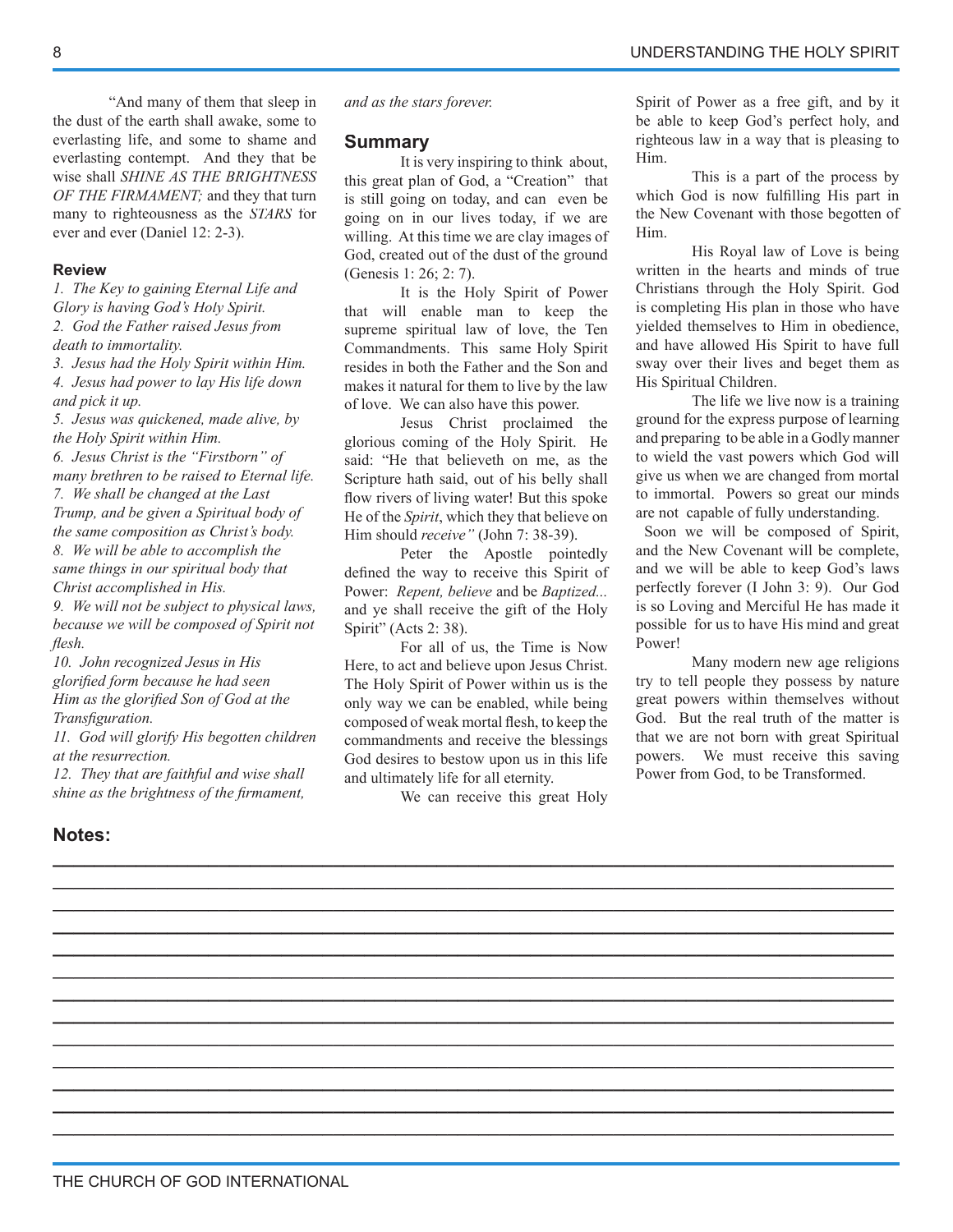"And many of them that sleep in the dust of the earth shall awake, some to everlasting life, and some to shame and everlasting contempt. And they that be wise shall *SHINE AS THE BRIGHTNESS OF THE FIRMAMENT;* and they that turn many to righteousness as the *STARS* for ever and ever (Daniel 12: 2-3).

**Review**

*1. The Key to gaining Eternal Life and Glory is having God's Holy Spirit.*
*2. God the Father raised Jesus from death to immortality.*
*3. Jesus had the Holy Spirit within Him.*
*4. Jesus had power to lay His life down and pick it up.*
*5. Jesus was quickened, made alive, by the Holy Spirit within Him.*
*6. Jesus Christ is the "Firstborn" of many brethren to be raised to Eternal life.*
*7. We shall be changed at the Last Trump, and be given a Spiritual body of the same composition as Christ's body.*
*8. We will be able to accomplish the same things in our spiritual body that Christ accomplished in His.*
*9. We will not be subject to physical laws, because we will be composed of Spirit not flesh.*
*10. John recognized Jesus in His glorified form because he had seen Him as the glorified Son of God at the Transfiguration.*
*11. God will glorify His begotten children at the resurrection.*
*12. They that are faithful and wise shall shine as the brightness of the firmament, and as the stars forever.*

## Summary

It is very inspiring to think about, this great plan of God, a "Creation" that is still going on today, and can even be going on in our lives today, if we are willing. At this time we are clay images of God, created out of the dust of the ground (Genesis 1: 26; 2: 7).

It is the Holy Spirit of Power that will enable man to keep the supreme spiritual law of love, the Ten Commandments. This same Holy Spirit resides in both the Father and the Son and makes it natural for them to live by the law of love. We can also have this power.

Jesus Christ proclaimed the glorious coming of the Holy Spirit. He said: "He that believeth on me, as the Scripture hath said, out of his belly shall flow rivers of living water! But this spoke He of the *Spirit*, which they that believe on Him should *receive"* (John 7: 38-39).

Peter the Apostle pointedly defined the way to receive this Spirit of Power: *Repent, believe* and be *Baptized...* and ye shall receive the gift of the Holy Spirit" (Acts 2: 38).

For all of us, the Time is Now Here, to act and believe upon Jesus Christ. The Holy Spirit of Power within us is the only way we can be enabled, while being composed of weak mortal flesh, to keep the commandments and receive the blessings God desires to bestow upon us in this life and ultimately life for all eternity.

We can receive this great Holy Spirit of Power as a free gift, and by it be able to keep God's perfect holy, and righteous law in a way that is pleasing to Him.

This is a part of the process by which God is now fulfilling His part in the New Covenant with those begotten of Him.

His Royal law of Love is being written in the hearts and minds of true Christians through the Holy Spirit. God is completing His plan in those who have yielded themselves to Him in obedience, and have allowed His Spirit to have full sway over their lives and beget them as His Spiritual Children.

The life we live now is a training ground for the express purpose of learning and preparing to be able in a Godly manner to wield the vast powers which God will give us when we are changed from mortal to immortal. Powers so great our minds are not capable of fully understanding.

Soon we will be composed of Spirit, and the New Covenant will be complete, and we will be able to keep God's laws perfectly forever (I John 3: 9). Our God is so Loving and Merciful He has made it possible for us to have His mind and great Power!

Many modern new age religions try to tell people they possess by nature great powers within themselves without God. But the real truth of the matter is that we are not born with great Spiritual powers. We must receive this saving Power from God, to be Transformed.

**Notes:**